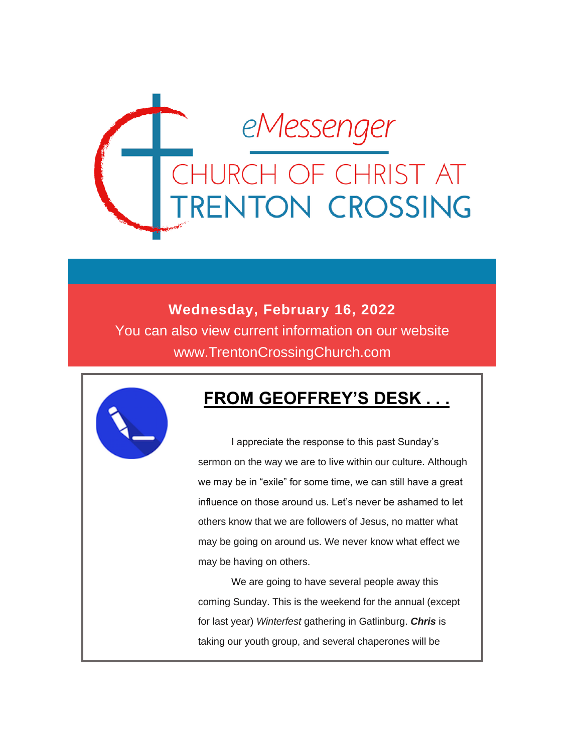# eMessenger

## CHURCH OF CHRIST AT TRENTON CROSSING

**Wednesday, February 16, 2022**

You can also view current information on our website www.TrentonCrossingChurch.com

## FROM GEOFFREY'S DESK . . .

I appreciate the response to this past Sunday's sermon on the way we are to live within our culture. Although we may be in "exile" for some time, we can still have a great influence on those around us. Let's never be ashamed to let others know that we are followers of Jesus, no matter what may be going on around us. We never know what effect we may be having on others.

We are going to have several people away this coming Sunday. This is the weekend for the annual (except for last year) *Winterfest* gathering in Gatlinburg. ***Chris*** is taking our youth group, and several chaperones will be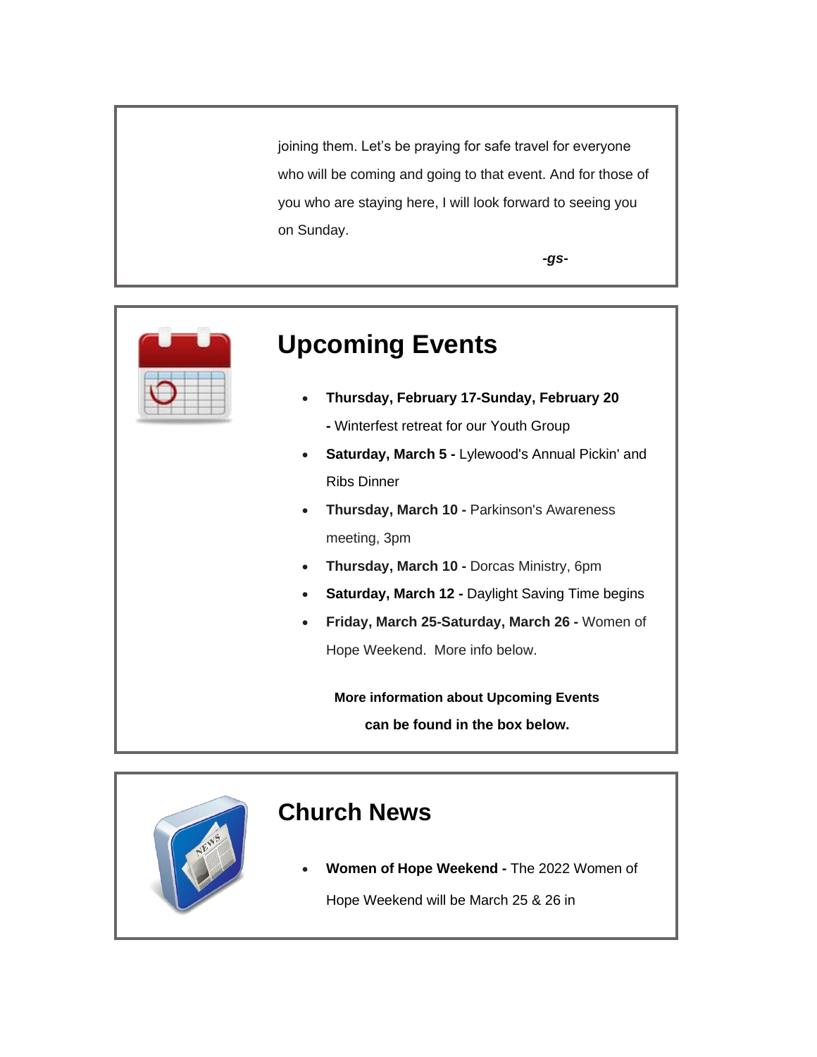joining them. Let's be praying for safe travel for everyone who will be coming and going to that event. And for those of you who are staying here, I will look forward to seeing you on Sunday.

***-gs-***

## Upcoming Events

- **Thursday, February 17-Sunday, February 20 -** Winterfest retreat for our Youth Group
- **Saturday, March 5 -** Lylewood's Annual Pickin' and Ribs Dinner
- **Thursday, March 10 -** Parkinson's Awareness meeting, 3pm
- **Thursday, March 10 -** Dorcas Ministry, 6pm
- **Saturday, March 12 -** Daylight Saving Time begins
- **Friday, March 25-Saturday, March 26 -** Women of Hope Weekend.  More info below.

**More information about Upcoming Events can be found in the box below.**

## Church News

- **Women of Hope Weekend -** The 2022 Women of Hope Weekend will be March 25 & 26 in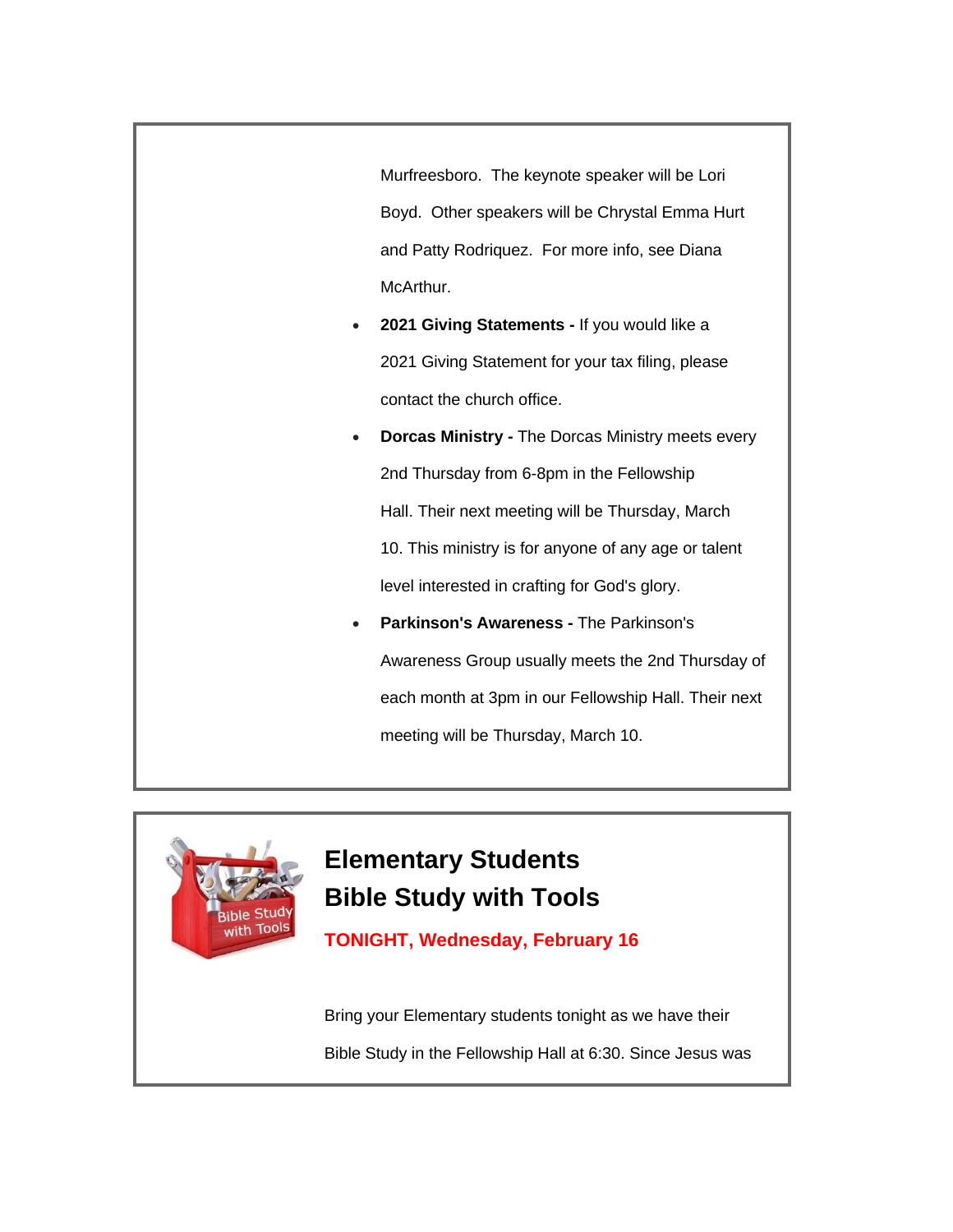Murfreesboro. The keynote speaker will be Lori Boyd. Other speakers will be Chrystal Emma Hurt and Patty Rodriquez. For more info, see Diana McArthur.

- **2021 Giving Statements -** If you would like a 2021 Giving Statement for your tax filing, please contact the church office.
- **Dorcas Ministry -** The Dorcas Ministry meets every 2nd Thursday from 6-8pm in the Fellowship Hall. Their next meeting will be Thursday, March 10. This ministry is for anyone of any age or talent level interested in crafting for God's glory.
- **Parkinson's Awareness -** The Parkinson's Awareness Group usually meets the 2nd Thursday of each month at 3pm in our Fellowship Hall. Their next meeting will be Thursday, March 10.

## Elementary Students Bible Study with Tools

**TONIGHT, Wednesday, February 16**

Bring your Elementary students tonight as we have their Bible Study in the Fellowship Hall at 6:30. Since Jesus was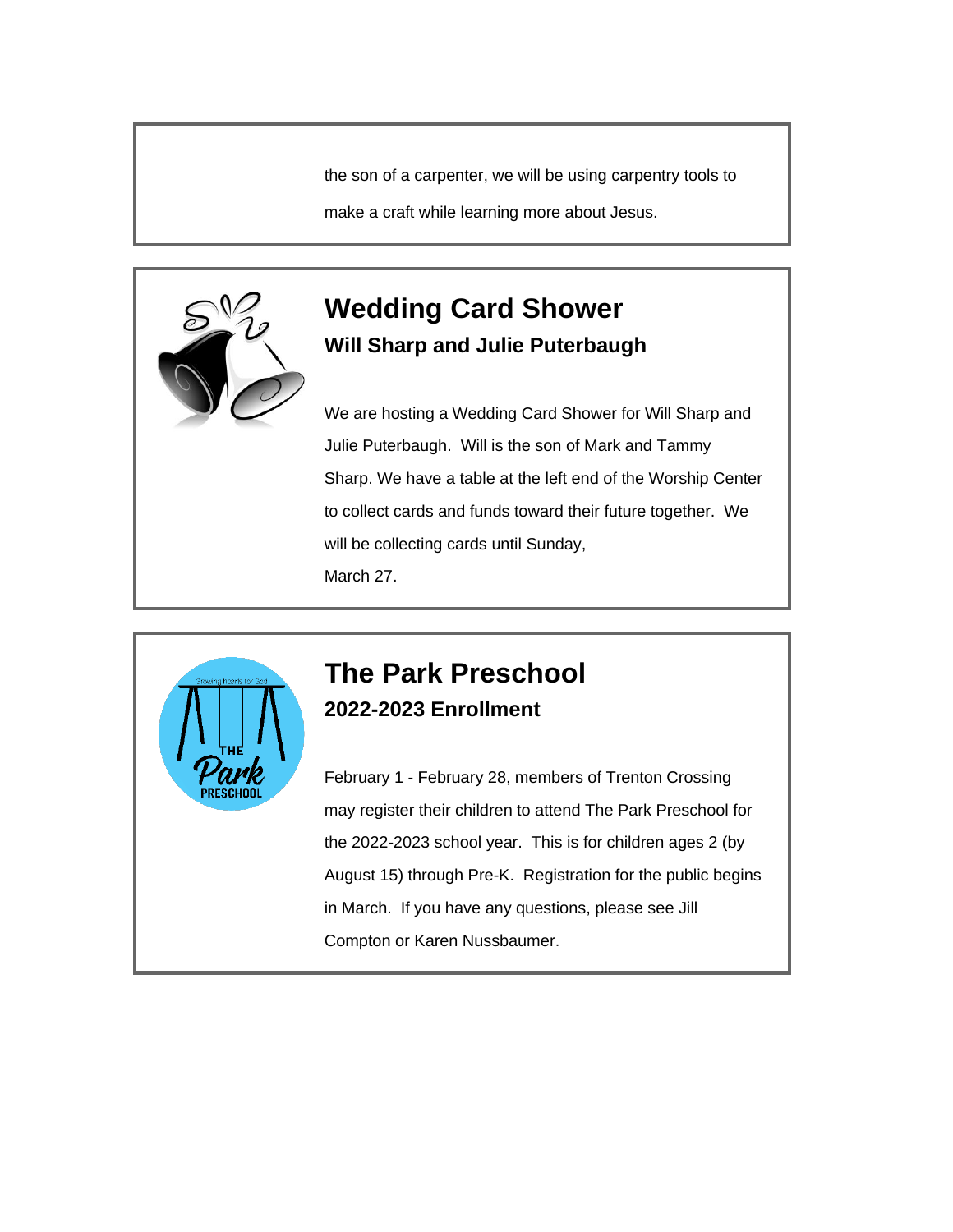the son of a carpenter, we will be using carpentry tools to make a craft while learning more about Jesus.

## Wedding Card Shower

### Will Sharp and Julie Puterbaugh

We are hosting a Wedding Card Shower for Will Sharp and Julie Puterbaugh. Will is the son of Mark and Tammy Sharp. We have a table at the left end of the Worship Center to collect cards and funds toward their future together. We will be collecting cards until Sunday, March 27.

## The Park Preschool

### 2022-2023 Enrollment

February 1 - February 28, members of Trenton Crossing may register their children to attend The Park Preschool for the 2022-2023 school year. This is for children ages 2 (by August 15) through Pre-K. Registration for the public begins in March. If you have any questions, please see Jill Compton or Karen Nussbaumer.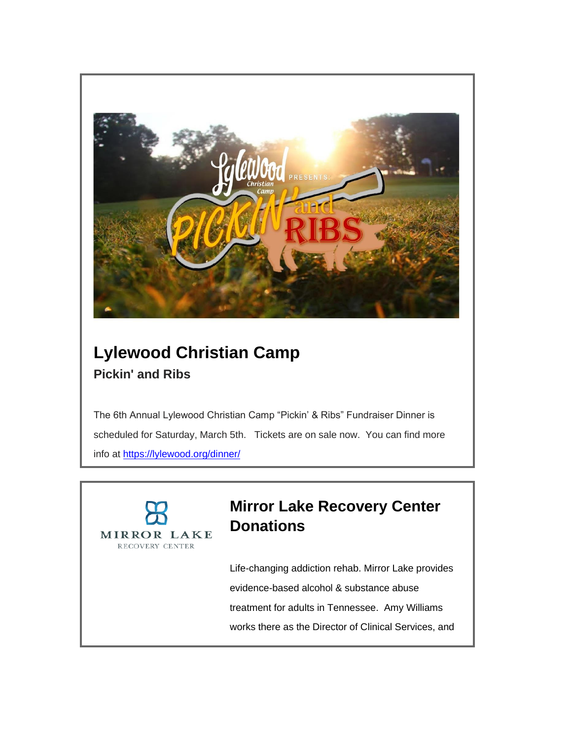## Lylewood Christian Camp

### Pickin' and Ribs

The 6th Annual Lylewood Christian Camp "Pickin' & Ribs" Fundraiser Dinner is scheduled for Saturday, March 5th. Tickets are on sale now. You can find more info at [https://lylewood.org/dinner/](https://lylewood.org/dinner/)

## Mirror Lake Recovery Center Donations

Life-changing addiction rehab. Mirror Lake provides evidence-based alcohol & substance abuse treatment for adults in Tennessee. Amy Williams works there as the Director of Clinical Services, and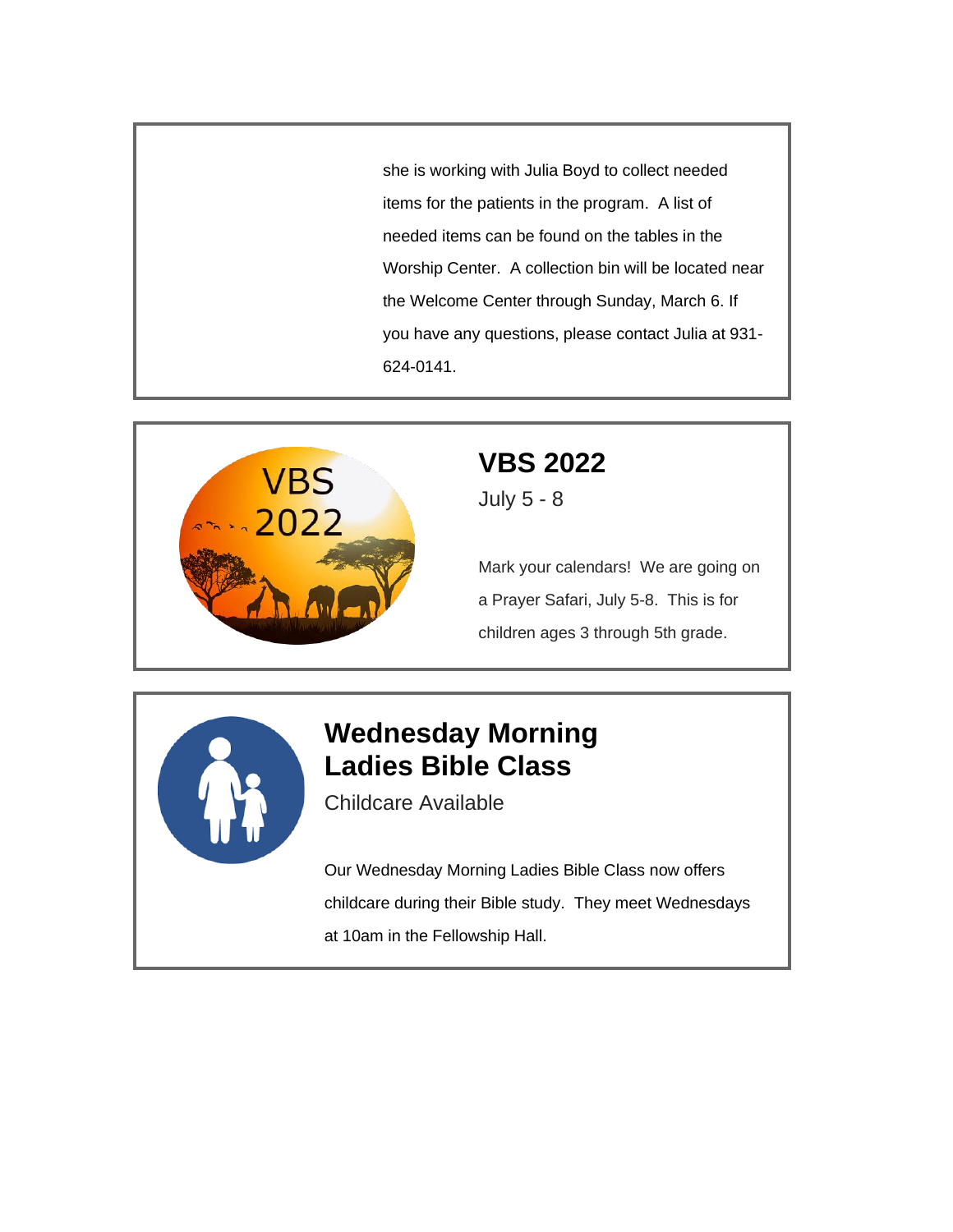she is working with Julia Boyd to collect needed items for the patients in the program. A list of needed items can be found on the tables in the Worship Center. A collection bin will be located near the Welcome Center through Sunday, March 6. If you have any questions, please contact Julia at 931-624-0141.

## VBS 2022

July 5 - 8

Mark your calendars! We are going on a Prayer Safari, July 5-8. This is for children ages 3 through 5th grade.

## Wednesday Morning Ladies Bible Class

Childcare Available

Our Wednesday Morning Ladies Bible Class now offers childcare during their Bible study. They meet Wednesdays at 10am in the Fellowship Hall.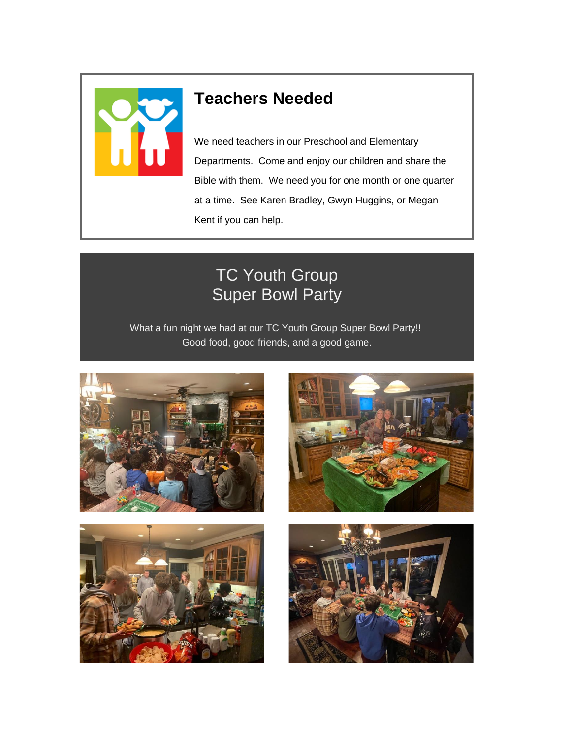## Teachers Needed

We need teachers in our Preschool and Elementary Departments. Come and enjoy our children and share the Bible with them. We need you for one month or one quarter at a time. See Karen Bradley, Gwyn Huggins, or Megan Kent if you can help.

## TC Youth Group Super Bowl Party

What a fun night we had at our TC Youth Group Super Bowl Party!!
Good food, good friends, and a good game.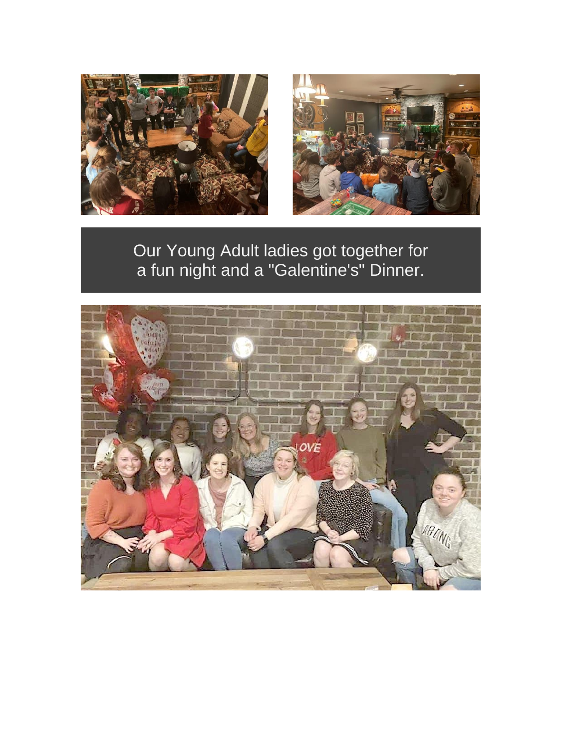Our Young Adult ladies got together for a fun night and a "Galentine's" Dinner.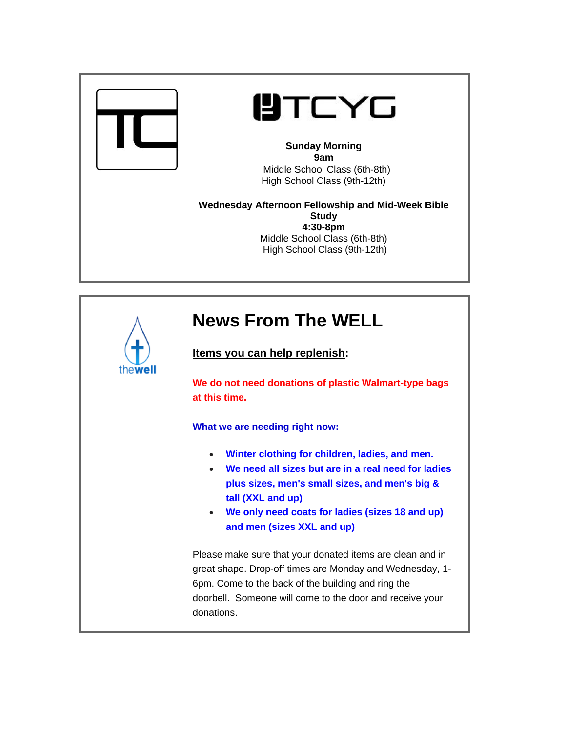TCYG

**Sunday Morning**
**9am**
Middle School Class (6th-8th)
High School Class (9th-12th)

**Wednesday Afternoon Fellowship and Mid-Week Bible Study**
**4:30-8pm**
Middle School Class (6th-8th)
High School Class (9th-12th)

# News From The WELL

**Items you can help replenish:**

**We do not need donations of plastic Walmart-type bags at this time.**

**What we are needing right now:**

- **Winter clothing for children, ladies, and men.**
- **We need all sizes but are in a real need for ladies plus sizes, men's small sizes, and men's big & tall (XXL and up)**
- **We only need coats for ladies (sizes 18 and up) and men (sizes XXL and up)**

Please make sure that your donated items are clean and in great shape. Drop-off times are Monday and Wednesday, 1-6pm. Come to the back of the building and ring the doorbell. Someone will come to the door and receive your donations.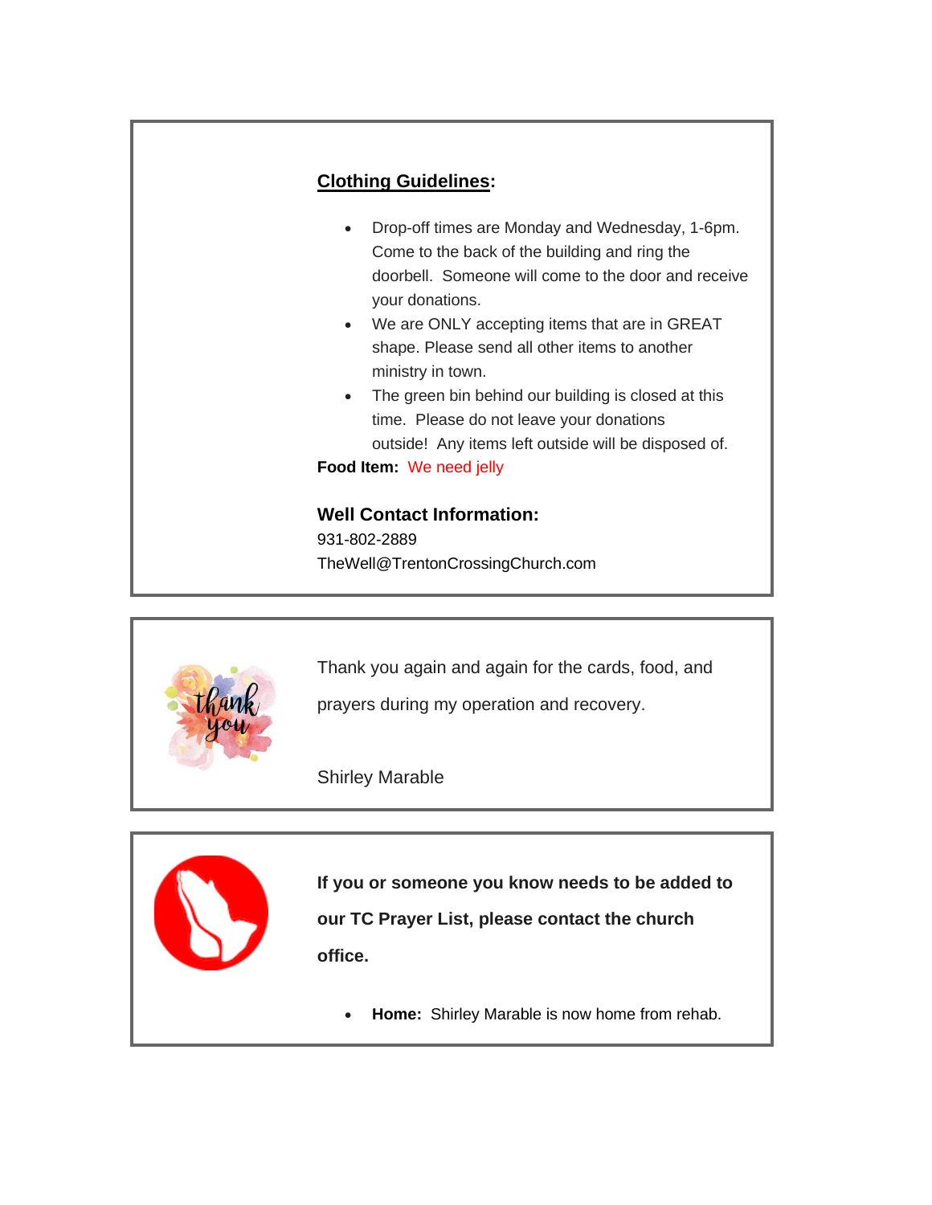**Clothing Guidelines**:

- Drop-off times are Monday and Wednesday, 1-6pm. Come to the back of the building and ring the doorbell. Someone will come to the door and receive your donations.
- We are ONLY accepting items that are in GREAT shape. Please send all other items to another ministry in town.
- The green bin behind our building is closed at this time. Please do not leave your donations outside! Any items left outside will be disposed of.

**Food Item:** We need jelly

**Well Contact Information:**

931-802-2889

TheWell@TrentonCrossingChurch.com

Thank you again and again for the cards, food, and prayers during my operation and recovery.

Shirley Marable

**If you or someone you know needs to be added to our TC Prayer List, please contact the church office.**

- **Home:** Shirley Marable is now home from rehab.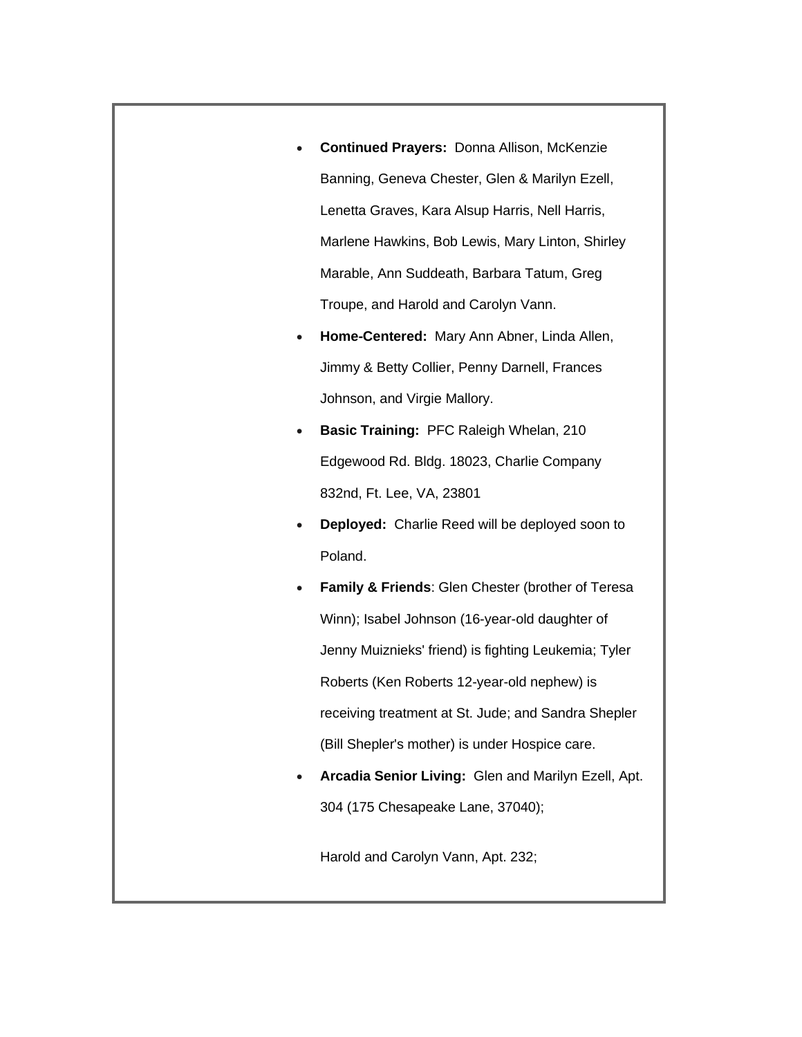- **Continued Prayers:** Donna Allison, McKenzie Banning, Geneva Chester, Glen & Marilyn Ezell, Lenetta Graves, Kara Alsup Harris, Nell Harris, Marlene Hawkins, Bob Lewis, Mary Linton, Shirley Marable, Ann Suddeath, Barbara Tatum, Greg Troupe, and Harold and Carolyn Vann.
- **Home-Centered:** Mary Ann Abner, Linda Allen, Jimmy & Betty Collier, Penny Darnell, Frances Johnson, and Virgie Mallory.
- **Basic Training:** PFC Raleigh Whelan, 210 Edgewood Rd. Bldg. 18023, Charlie Company 832nd, Ft. Lee, VA, 23801
- **Deployed:** Charlie Reed will be deployed soon to Poland.
- **Family & Friends**: Glen Chester (brother of Teresa Winn); Isabel Johnson (16-year-old daughter of Jenny Muiznieks' friend) is fighting Leukemia; Tyler Roberts (Ken Roberts 12-year-old nephew) is receiving treatment at St. Jude; and Sandra Shepler (Bill Shepler's mother) is under Hospice care.
- **Arcadia Senior Living:** Glen and Marilyn Ezell, Apt. 304 (175 Chesapeake Lane, 37040);

  Harold and Carolyn Vann, Apt. 232;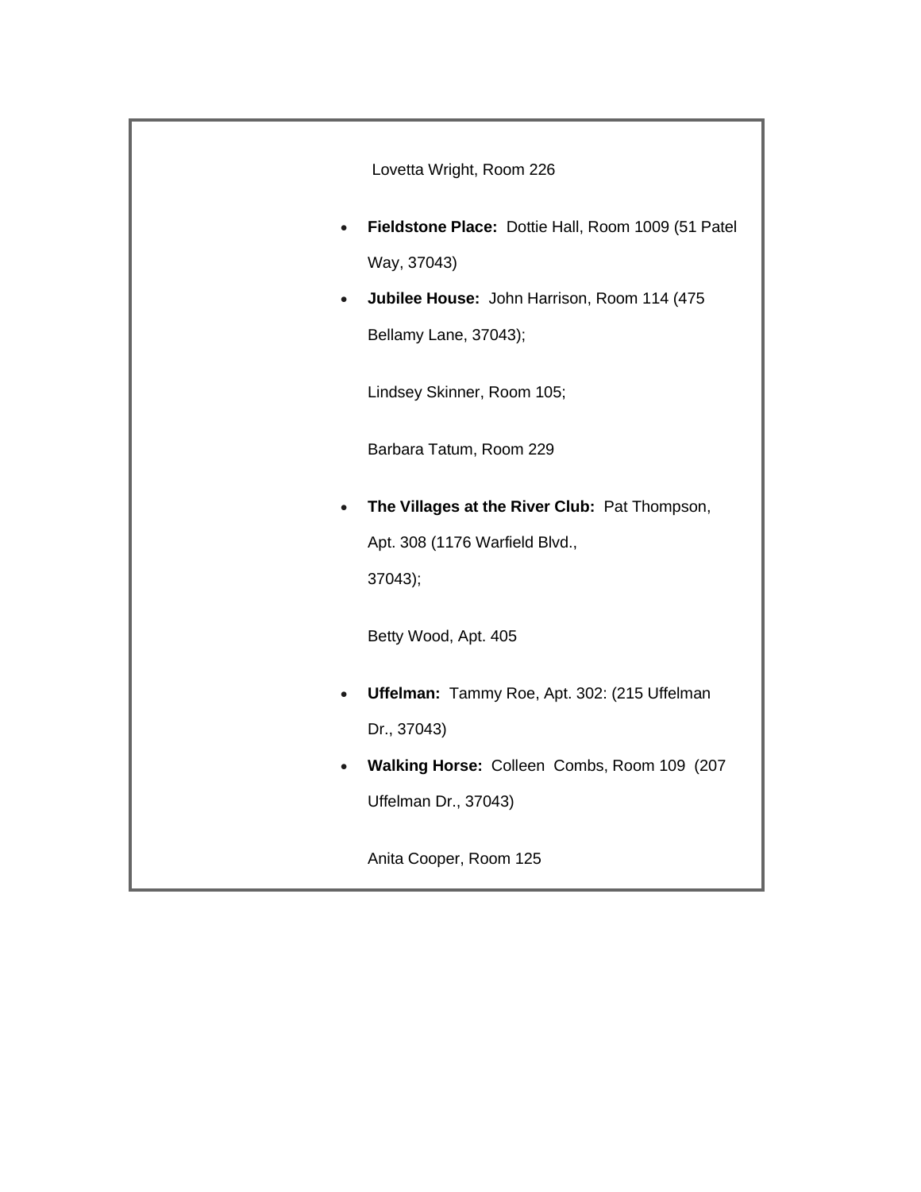Lovetta Wright, Room 226

- **Fieldstone Place:** Dottie Hall, Room 1009 (51 Patel Way, 37043)
- **Jubilee House:** John Harrison, Room 114 (475 Bellamy Lane, 37043);

  Lindsey Skinner, Room 105;

  Barbara Tatum, Room 229

- **The Villages at the River Club:** Pat Thompson, Apt. 308 (1176 Warfield Blvd., 37043);

  Betty Wood, Apt. 405

- **Uffelman:** Tammy Roe, Apt. 302: (215 Uffelman Dr., 37043)
- **Walking Horse:** Colleen Combs, Room 109 (207 Uffelman Dr., 37043)

  Anita Cooper, Room 125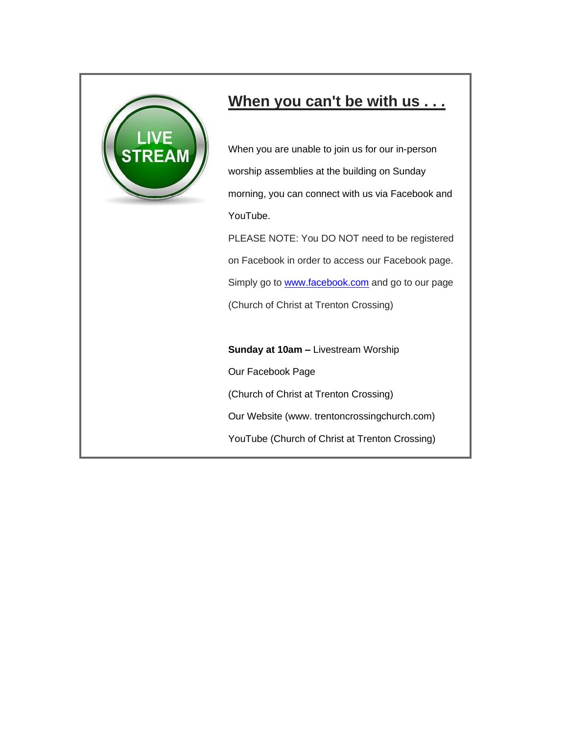## When you can't be with us . . .

When you are unable to join us for our in-person worship assemblies at the building on Sunday morning, you can connect with us via Facebook and YouTube.

PLEASE NOTE: You DO NOT need to be registered on Facebook in order to access our Facebook page. Simply go to www.facebook.com and go to our page (Church of Christ at Trenton Crossing)

**Sunday at 10am –** Livestream Worship

Our Facebook Page

(Church of Christ at Trenton Crossing)

Our Website (www. trentoncrossingchurch.com)

YouTube (Church of Christ at Trenton Crossing)